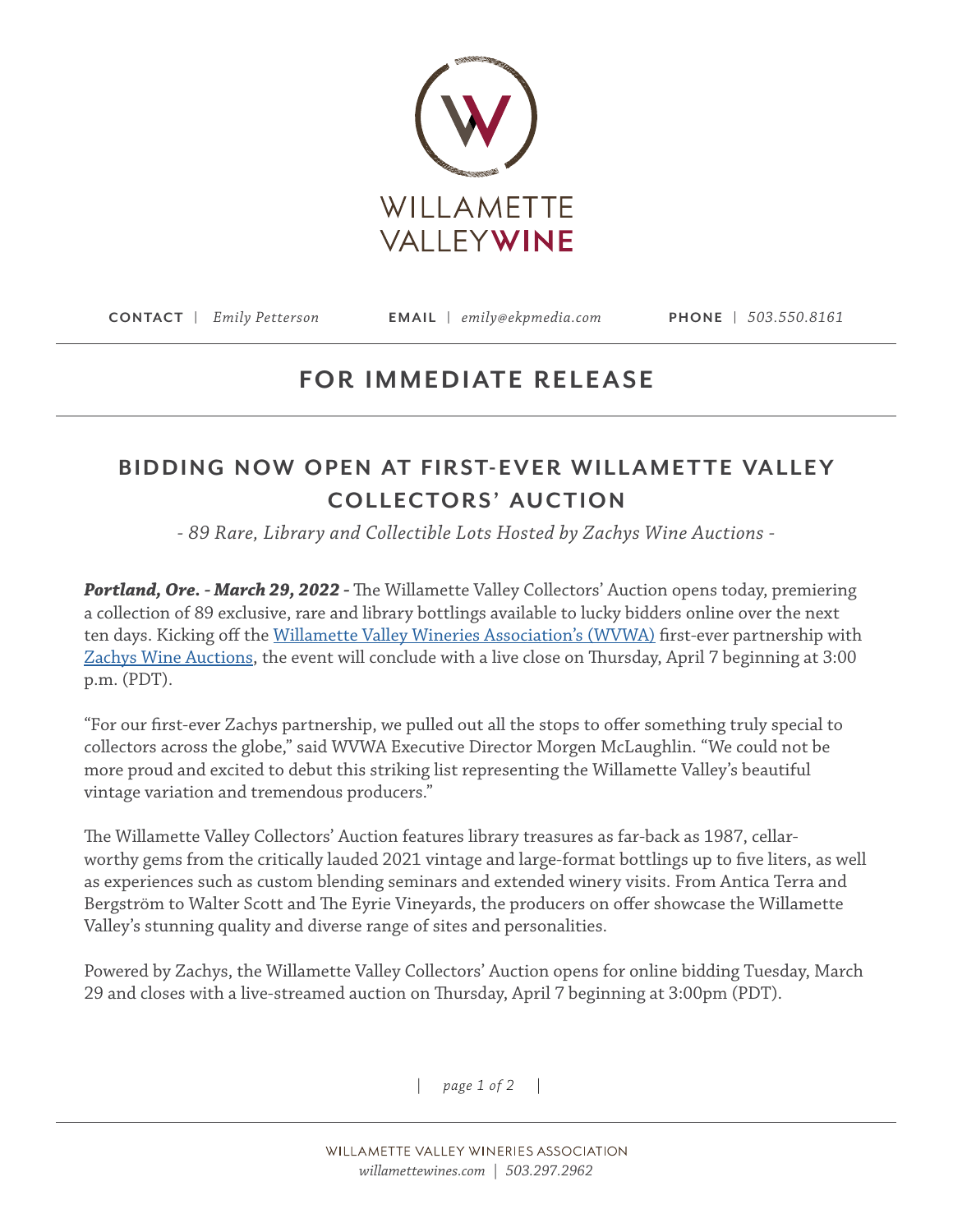WILLAMETTE VALLEY WINE

**CONTACT** | *Emily Petterson* **EMAIL** | *emily@ekpmedia.com* **PHONE** | *503.550.8161*

## FOR IMMEDIATE RELEASE

# BIDDING NOW OPEN AT FIRST-EVER WILLAMETTE VALLEY COLLECTORS' AUCTION

*- 89 Rare, Library and Collectible Lots Hosted by Zachys Wine Auctions -*

***Portland, Ore. - March 29, 2022 -*** The Willamette Valley Collectors' Auction opens today, premiering a collection of 89 exclusive, rare and library bottlings available to lucky bidders online over the next ten days. Kicking off the Willamette Valley Wineries Association's (WVWA) first-ever partnership with Zachys Wine Auctions, the event will conclude with a live close on Thursday, April 7 beginning at 3:00 p.m. (PDT).

"For our first-ever Zachys partnership, we pulled out all the stops to offer something truly special to collectors across the globe," said WVWA Executive Director Morgen McLaughlin. "We could not be more proud and excited to debut this striking list representing the Willamette Valley's beautiful vintage variation and tremendous producers."

The Willamette Valley Collectors' Auction features library treasures as far-back as 1987, cellar-worthy gems from the critically lauded 2021 vintage and large-format bottlings up to five liters, as well as experiences such as custom blending seminars and extended winery visits. From Antica Terra and Bergström to Walter Scott and The Eyrie Vineyards, the producers on offer showcase the Willamette Valley's stunning quality and diverse range of sites and personalities.

Powered by Zachys, the Willamette Valley Collectors' Auction opens for online bidding Tuesday, March 29 and closes with a live-streamed auction on Thursday, April 7 beginning at 3:00pm (PDT).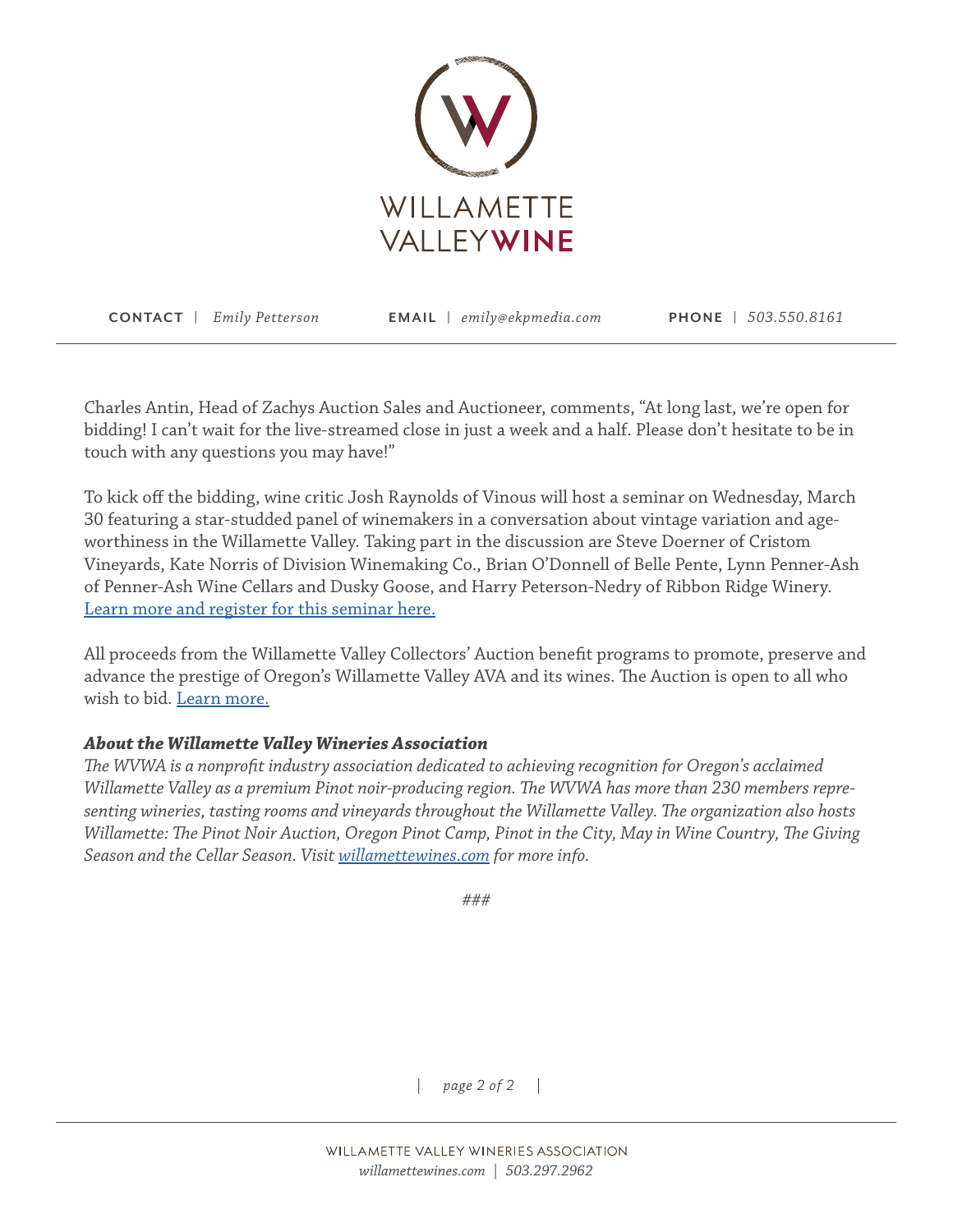**CONTACT** | *Emily Petterson* **EMAIL** | *emily@ekpmedia.com* **PHONE** | *503.550.8161*

Charles Antin, Head of Zachys Auction Sales and Auctioneer, comments, "At long last, we're open for bidding! I can't wait for the live-streamed close in just a week and a half. Please don't hesitate to be in touch with any questions you may have!"

To kick off the bidding, wine critic Josh Raynolds of Vinous will host a seminar on Wednesday, March 30 featuring a star-studded panel of winemakers in a conversation about vintage variation and age-worthiness in the Willamette Valley. Taking part in the discussion are Steve Doerner of Cristom Vineyards, Kate Norris of Division Winemaking Co., Brian O'Donnell of Belle Pente, Lynn Penner-Ash of Penner-Ash Wine Cellars and Dusky Goose, and Harry Peterson-Nedry of Ribbon Ridge Winery. Learn more and register for this seminar here.

All proceeds from the Willamette Valley Collectors' Auction benefit programs to promote, preserve and advance the prestige of Oregon's Willamette Valley AVA and its wines. The Auction is open to all who wish to bid. Learn more.

***About the Willamette Valley Wineries Association***

*The WVWA is a nonprofit industry association dedicated to achieving recognition for Oregon's acclaimed Willamette Valley as a premium Pinot noir-producing region. The WVWA has more than 230 members representing wineries, tasting rooms and vineyards throughout the Willamette Valley. The organization also hosts Willamette: The Pinot Noir Auction, Oregon Pinot Camp, Pinot in the City, May in Wine Country, The Giving Season and the Cellar Season. Visit willamettewines.com for more info.*

*###*

WILLAMETTE VALLEY WINERIES ASSOCIATION
*willamettewines.com | 503.297.2962*